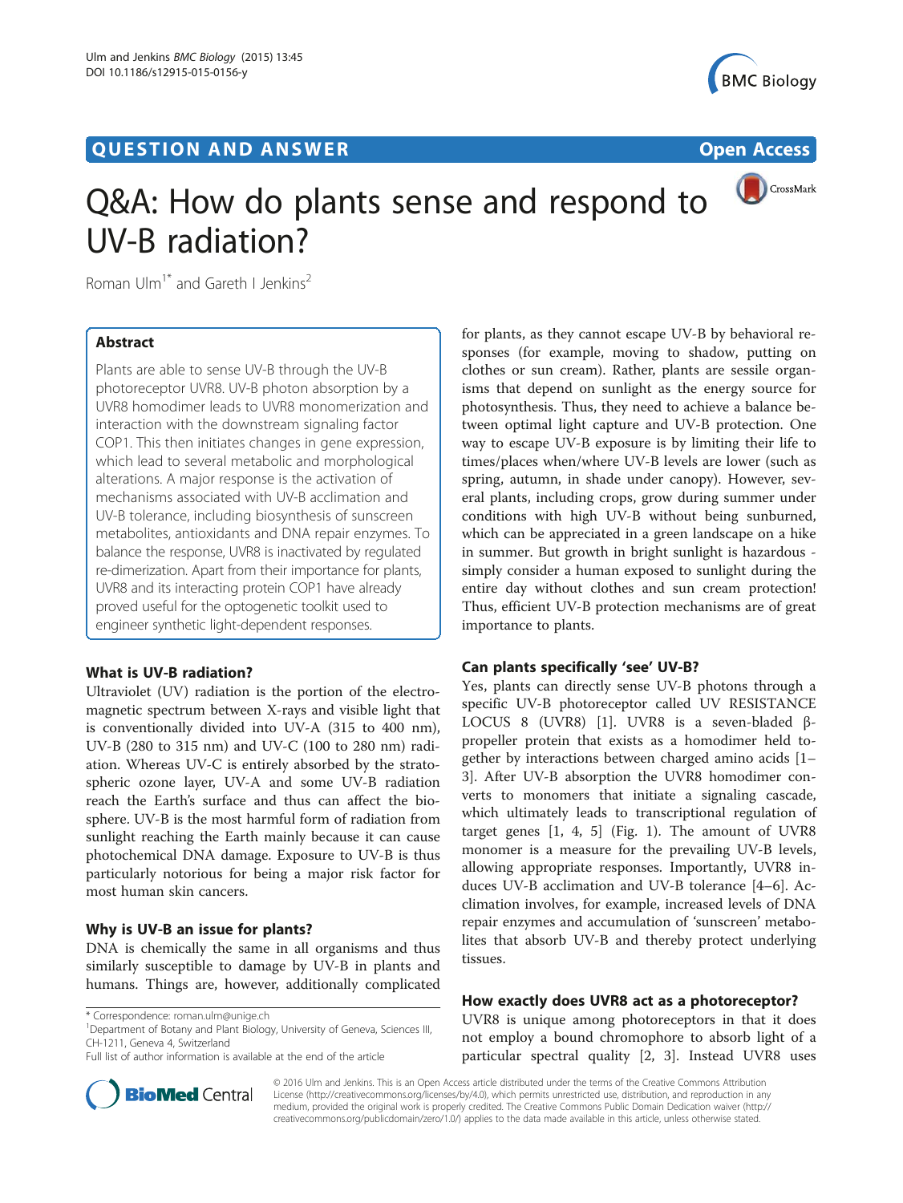# QUESTION AND ANSWER

# Q&A: How do plants sense and respond to UV-B radiation?

Roman Ulm[1*] and Gareth I Jenkins[2]

## Abstract

Plants are able to sense UV-B through the UV-B photoreceptor UVR8. UV-B photon absorption by a UVR8 homodimer leads to UVR8 monomerization and interaction with the downstream signaling factor COP1. This then initiates changes in gene expression, which lead to several metabolic and morphological alterations. A major response is the activation of mechanisms associated with UV-B acclimation and UV-B tolerance, including biosynthesis of sunscreen metabolites, antioxidants and DNA repair enzymes. To balance the response, UVR8 is inactivated by regulated re-dimerization. Apart from their importance for plants, UVR8 and its interacting protein COP1 have already proved useful for the optogenetic toolkit used to engineer synthetic light-dependent responses.

### What is UV-B radiation?

Ultraviolet (UV) radiation is the portion of the electromagnetic spectrum between X-rays and visible light that is conventionally divided into UV-A (315 to 400 nm), UV-B (280 to 315 nm) and UV-C (100 to 280 nm) radiation. Whereas UV-C is entirely absorbed by the stratospheric ozone layer, UV-A and some UV-B radiation reach the Earth's surface and thus can affect the biosphere. UV-B is the most harmful form of radiation from sunlight reaching the Earth mainly because it can cause photochemical DNA damage. Exposure to UV-B is thus particularly notorious for being a major risk factor for most human skin cancers.

### Why is UV-B an issue for plants?

DNA is chemically the same in all organisms and thus similarly susceptible to damage by UV-B in plants and humans. Things are, however, additionally complicated for plants, as they cannot escape UV-B by behavioral responses (for example, moving to shadow, putting on clothes or sun cream). Rather, plants are sessile organisms that depend on sunlight as the energy source for photosynthesis. Thus, they need to achieve a balance between optimal light capture and UV-B protection. One way to escape UV-B exposure is by limiting their life to times/places when/where UV-B levels are lower (such as spring, autumn, in shade under canopy). However, several plants, including crops, grow during summer under conditions with high UV-B without being sunburned, which can be appreciated in a green landscape on a hike in summer. But growth in bright sunlight is hazardous - simply consider a human exposed to sunlight during the entire day without clothes and sun cream protection! Thus, efficient UV-B protection mechanisms are of great importance to plants.

### Can plants specifically 'see' UV-B?

Yes, plants can directly sense UV-B photons through a specific UV-B photoreceptor called UV RESISTANCE LOCUS 8 (UVR8) [1]. UVR8 is a seven-bladed β-propeller protein that exists as a homodimer held together by interactions between charged amino acids [1–3]. After UV-B absorption the UVR8 homodimer converts to monomers that initiate a signaling cascade, which ultimately leads to transcriptional regulation of target genes [1, 4, 5] (Fig. 1). The amount of UVR8 monomer is a measure for the prevailing UV-B levels, allowing appropriate responses. Importantly, UVR8 induces UV-B acclimation and UV-B tolerance [4–6]. Acclimation involves, for example, increased levels of DNA repair enzymes and accumulation of 'sunscreen' metabolites that absorb UV-B and thereby protect underlying tissues.

### How exactly does UVR8 act as a photoreceptor?

UVR8 is unique among photoreceptors in that it does not employ a bound chromophore to absorb light of a particular spectral quality [2, 3]. Instead UVR8 uses

\* Correspondence: roman.ulm@unige.ch
[1]Department of Botany and Plant Biology, University of Geneva, Sciences III, CH-1211, Geneva 4, Switzerland
Full list of author information is available at the end of the article

© 2016 Ulm and Jenkins. This is an Open Access article distributed under the terms of the Creative Commons Attribution License (http://creativecommons.org/licenses/by/4.0), which permits unrestricted use, distribution, and reproduction in any medium, provided the original work is properly credited. The Creative Commons Public Domain Dedication waiver (http://creativecommons.org/publicdomain/zero/1.0/) applies to the data made available in this article, unless otherwise stated.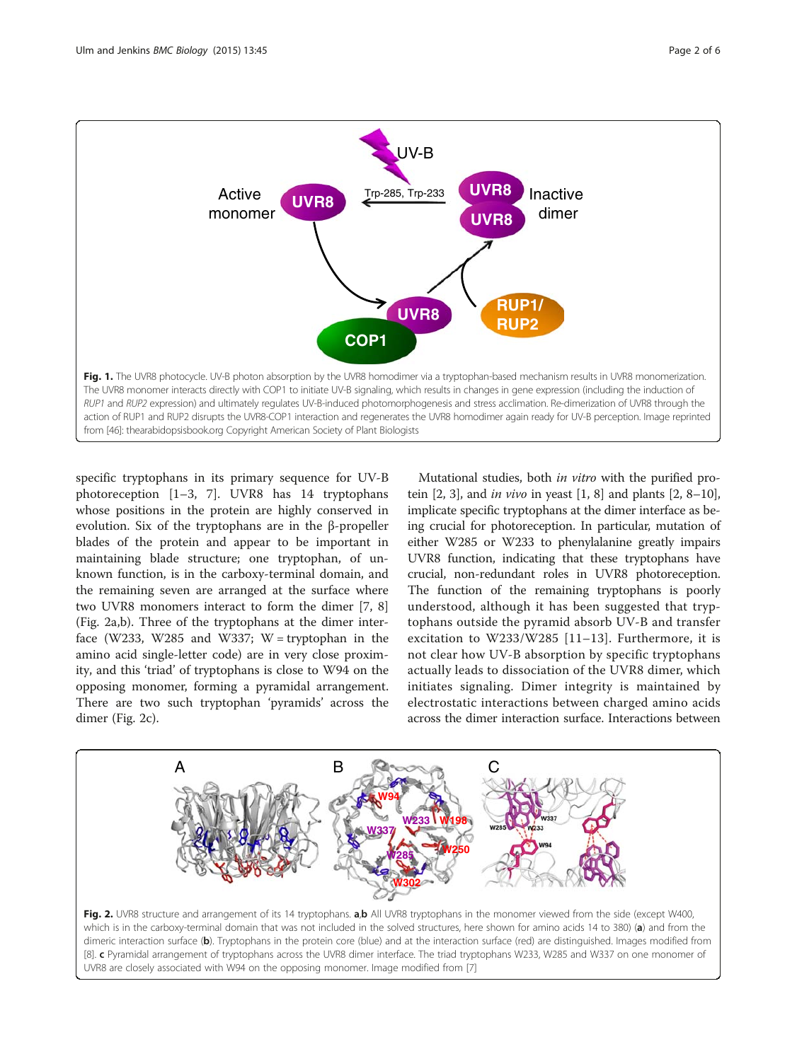Fig. 1. The UVR8 photocycle. UV-B photon absorption by the UVR8 homodimer via a tryptophan-based mechanism results in UVR8 monomerization. The UVR8 monomer interacts directly with COP1 to initiate UV-B signaling, which results in changes in gene expression (including the induction of *RUP1* and *RUP2* expression) and ultimately regulates UV-B-induced photomorphogenesis and stress acclimation. Re-dimerization of UVR8 through the action of RUP1 and RUP2 disrupts the UVR8-COP1 interaction and regenerates the UVR8 homodimer again ready for UV-B perception. Image reprinted from [46]: thearabidopsisbook.org Copyright American Society of Plant Biologists

specific tryptophans in its primary sequence for UV-B photoreception [1–3, 7]. UVR8 has 14 tryptophans whose positions in the protein are highly conserved in evolution. Six of the tryptophans are in the β-propeller blades of the protein and appear to be important in maintaining blade structure; one tryptophan, of unknown function, is in the carboxy-terminal domain, and the remaining seven are arranged at the surface where two UVR8 monomers interact to form the dimer [7, 8] (Fig. 2a,b). Three of the tryptophans at the dimer interface (W233, W285 and W337; W = tryptophan in the amino acid single-letter code) are in very close proximity, and this 'triad' of tryptophans is close to W94 on the opposing monomer, forming a pyramidal arrangement. There are two such tryptophan 'pyramids' across the dimer (Fig. 2c).

Mutational studies, both *in vitro* with the purified protein [2, 3], and *in vivo* in yeast [1, 8] and plants [2, 8–10], implicate specific tryptophans at the dimer interface as being crucial for photoreception. In particular, mutation of either W285 or W233 to phenylalanine greatly impairs UVR8 function, indicating that these tryptophans have crucial, non-redundant roles in UVR8 photoreception. The function of the remaining tryptophans is poorly understood, although it has been suggested that tryptophans outside the pyramid absorb UV-B and transfer excitation to W233/W285 [11–13]. Furthermore, it is not clear how UV-B absorption by specific tryptophans actually leads to dissociation of the UVR8 dimer, which initiates signaling. Dimer integrity is maintained by electrostatic interactions between charged amino acids across the dimer interaction surface. Interactions between

Fig. 2. UVR8 structure and arrangement of its 14 tryptophans. **a**,**b** All UVR8 tryptophans in the monomer viewed from the side (except W400, which is in the carboxy-terminal domain that was not included in the solved structures, here shown for amino acids 14 to 380) (**a**) and from the dimeric interaction surface (**b**). Tryptophans in the protein core (blue) and at the interaction surface (red) are distinguished. Images modified from [8]. **c** Pyramidal arrangement of tryptophans across the UVR8 dimer interface. The triad tryptophans W233, W285 and W337 on one monomer of UVR8 are closely associated with W94 on the opposing monomer. Image modified from [7]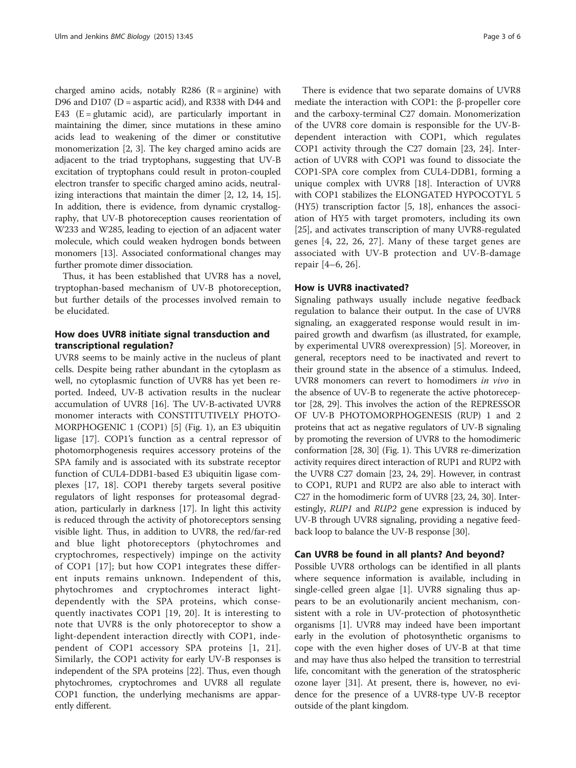charged amino acids, notably R286 (R = arginine) with D96 and D107 (D = aspartic acid), and R338 with D44 and E43 (E = glutamic acid), are particularly important in maintaining the dimer, since mutations in these amino acids lead to weakening of the dimer or constitutive monomerization [2, 3]. The key charged amino acids are adjacent to the triad tryptophans, suggesting that UV-B excitation of tryptophans could result in proton-coupled electron transfer to specific charged amino acids, neutralizing interactions that maintain the dimer [2, 12, 14, 15]. In addition, there is evidence, from dynamic crystallography, that UV-B photoreception causes reorientation of W233 and W285, leading to ejection of an adjacent water molecule, which could weaken hydrogen bonds between monomers [13]. Associated conformational changes may further promote dimer dissociation.

Thus, it has been established that UVR8 has a novel, tryptophan-based mechanism of UV-B photoreception, but further details of the processes involved remain to be elucidated.

## How does UVR8 initiate signal transduction and transcriptional regulation?

UVR8 seems to be mainly active in the nucleus of plant cells. Despite being rather abundant in the cytoplasm as well, no cytoplasmic function of UVR8 has yet been reported. Indeed, UV-B activation results in the nuclear accumulation of UVR8 [16]. The UV-B-activated UVR8 monomer interacts with CONSTITUTIVELY PHOTOMORPHOGENIC 1 (COP1) [5] (Fig. 1), an E3 ubiquitin ligase [17]. COP1's function as a central repressor of photomorphogenesis requires accessory proteins of the SPA family and is associated with its substrate receptor function of CUL4-DDB1-based E3 ubiquitin ligase complexes [17, 18]. COP1 thereby targets several positive regulators of light responses for proteasomal degradation, particularly in darkness [17]. In light this activity is reduced through the activity of photoreceptors sensing visible light. Thus, in addition to UVR8, the red/far-red and blue light photoreceptors (phytochromes and cryptochromes, respectively) impinge on the activity of COP1 [17]; but how COP1 integrates these different inputs remains unknown. Independent of this, phytochromes and cryptochromes interact light-dependently with the SPA proteins, which consequently inactivates COP1 [19, 20]. It is interesting to note that UVR8 is the only photoreceptor to show a light-dependent interaction directly with COP1, independent of COP1 accessory SPA proteins [1, 21]. Similarly, the COP1 activity for early UV-B responses is independent of the SPA proteins [22]. Thus, even though phytochromes, cryptochromes and UVR8 all regulate COP1 function, the underlying mechanisms are apparently different.

There is evidence that two separate domains of UVR8 mediate the interaction with COP1: the β-propeller core and the carboxy-terminal C27 domain. Monomerization of the UVR8 core domain is responsible for the UV-B-dependent interaction with COP1, which regulates COP1 activity through the C27 domain [23, 24]. Interaction of UVR8 with COP1 was found to dissociate the COP1-SPA core complex from CUL4-DDB1, forming a unique complex with UVR8 [18]. Interaction of UVR8 with COP1 stabilizes the ELONGATED HYPOCOTYL 5 (HY5) transcription factor [5, 18], enhances the association of HY5 with target promoters, including its own [25], and activates transcription of many UVR8-regulated genes [4, 22, 26, 27]. Many of these target genes are associated with UV-B protection and UV-B-damage repair [4–6, 26].

## How is UVR8 inactivated?

Signaling pathways usually include negative feedback regulation to balance their output. In the case of UVR8 signaling, an exaggerated response would result in impaired growth and dwarfism (as illustrated, for example, by experimental UVR8 overexpression) [5]. Moreover, in general, receptors need to be inactivated and revert to their ground state in the absence of a stimulus. Indeed, UVR8 monomers can revert to homodimers *in vivo* in the absence of UV-B to regenerate the active photoreceptor [28, 29]. This involves the action of the REPRESSOR OF UV-B PHOTOMORPHOGENESIS (RUP) 1 and 2 proteins that act as negative regulators of UV-B signaling by promoting the reversion of UVR8 to the homodimeric conformation [28, 30] (Fig. 1). This UVR8 re-dimerization activity requires direct interaction of RUP1 and RUP2 with the UVR8 C27 domain [23, 24, 29]. However, in contrast to COP1, RUP1 and RUP2 are also able to interact with C27 in the homodimeric form of UVR8 [23, 24, 30]. Interestingly, *RUP1* and *RUP2* gene expression is induced by UV-B through UVR8 signaling, providing a negative feedback loop to balance the UV-B response [30].

## Can UVR8 be found in all plants? And beyond?

Possible UVR8 orthologs can be identified in all plants where sequence information is available, including in single-celled green algae [1]. UVR8 signaling thus appears to be an evolutionarily ancient mechanism, consistent with a role in UV-protection of photosynthetic organisms [1]. UVR8 may indeed have been important early in the evolution of photosynthetic organisms to cope with the even higher doses of UV-B at that time and may have thus also helped the transition to terrestrial life, concomitant with the generation of the stratospheric ozone layer [31]. At present, there is, however, no evidence for the presence of a UVR8-type UV-B receptor outside of the plant kingdom.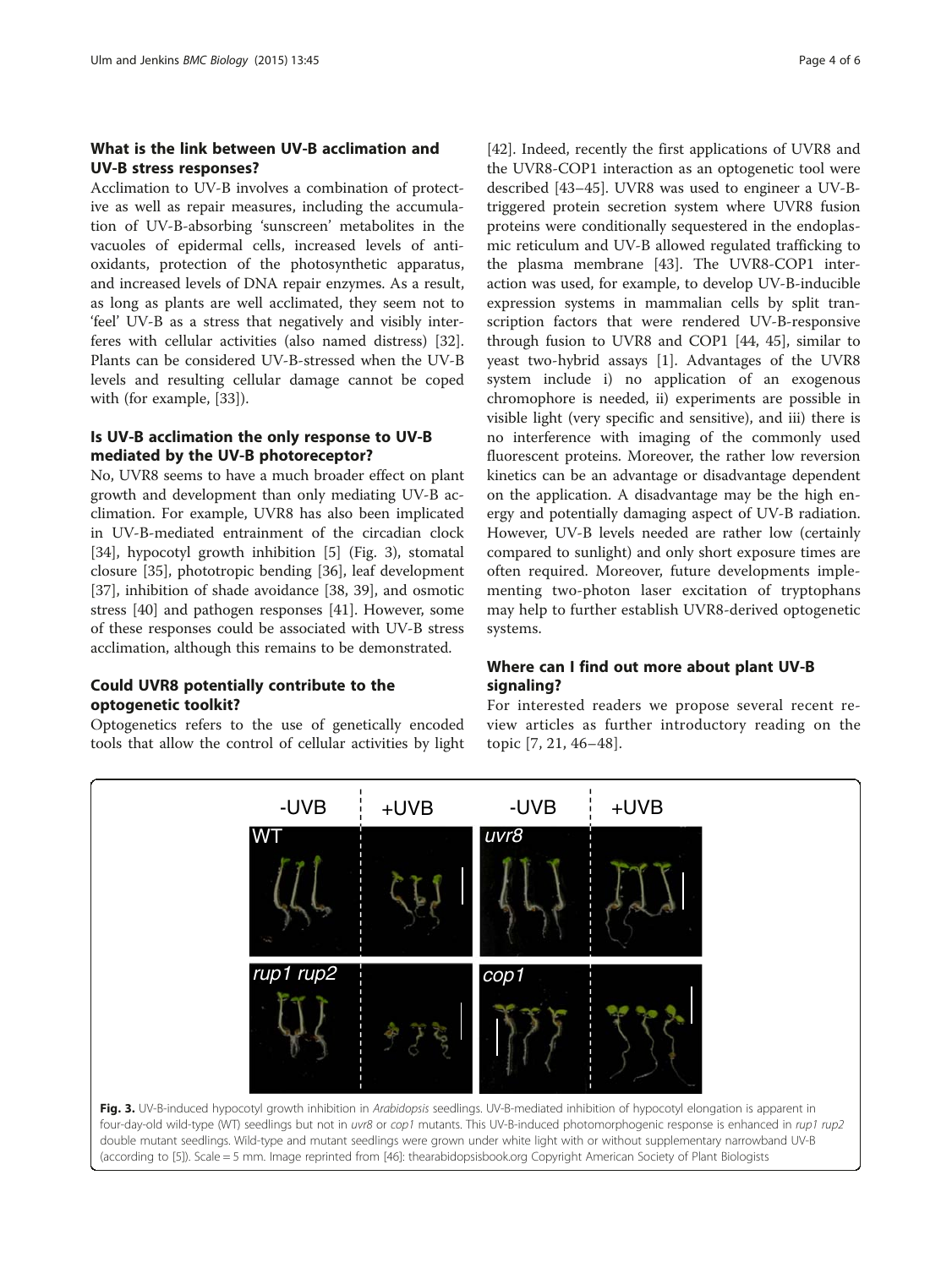## What is the link between UV-B acclimation and UV-B stress responses?

Acclimation to UV-B involves a combination of protective as well as repair measures, including the accumulation of UV-B-absorbing 'sunscreen' metabolites in the vacuoles of epidermal cells, increased levels of antioxidants, protection of the photosynthetic apparatus, and increased levels of DNA repair enzymes. As a result, as long as plants are well acclimated, they seem not to 'feel' UV-B as a stress that negatively and visibly interferes with cellular activities (also named distress) [32]. Plants can be considered UV-B-stressed when the UV-B levels and resulting cellular damage cannot be coped with (for example, [33]).

## Is UV-B acclimation the only response to UV-B mediated by the UV-B photoreceptor?

No, UVR8 seems to have a much broader effect on plant growth and development than only mediating UV-B acclimation. For example, UVR8 has also been implicated in UV-B-mediated entrainment of the circadian clock [34], hypocotyl growth inhibition [5] (Fig. 3), stomatal closure [35], phototropic bending [36], leaf development [37], inhibition of shade avoidance [38, 39], and osmotic stress [40] and pathogen responses [41]. However, some of these responses could be associated with UV-B stress acclimation, although this remains to be demonstrated.

## Could UVR8 potentially contribute to the optogenetic toolkit?

Optogenetics refers to the use of genetically encoded tools that allow the control of cellular activities by light [42]. Indeed, recently the first applications of UVR8 and the UVR8-COP1 interaction as an optogenetic tool were described [43–45]. UVR8 was used to engineer a UV-B-triggered protein secretion system where UVR8 fusion proteins were conditionally sequestered in the endoplasmic reticulum and UV-B allowed regulated trafficking to the plasma membrane [43]. The UVR8-COP1 interaction was used, for example, to develop UV-B-inducible expression systems in mammalian cells by split transcription factors that were rendered UV-B-responsive through fusion to UVR8 and COP1 [44, 45], similar to yeast two-hybrid assays [1]. Advantages of the UVR8 system include i) no application of an exogenous chromophore is needed, ii) experiments are possible in visible light (very specific and sensitive), and iii) there is no interference with imaging of the commonly used fluorescent proteins. Moreover, the rather low reversion kinetics can be an advantage or disadvantage dependent on the application. A disadvantage may be the high energy and potentially damaging aspect of UV-B radiation. However, UV-B levels needed are rather low (certainly compared to sunlight) and only short exposure times are often required. Moreover, future developments implementing two-photon laser excitation of tryptophans may help to further establish UVR8-derived optogenetic systems.

## Where can I find out more about plant UV-B signaling?

For interested readers we propose several recent review articles as further introductory reading on the topic [7, 21, 46–48].

**Fig. 3.** UV-B-induced hypocotyl growth inhibition in *Arabidopsis* seedlings. UV-B-mediated inhibition of hypocotyl elongation is apparent in four-day-old wild-type (WT) seedlings but not in *uvr8* or *cop1* mutants. This UV-B-induced photomorphogenic response is enhanced in *rup1 rup2* double mutant seedlings. Wild-type and mutant seedlings were grown under white light with or without supplementary narrowband UV-B (according to [5]). Scale = 5 mm. Image reprinted from [46]: thearabidopsisbook.org Copyright American Society of Plant Biologists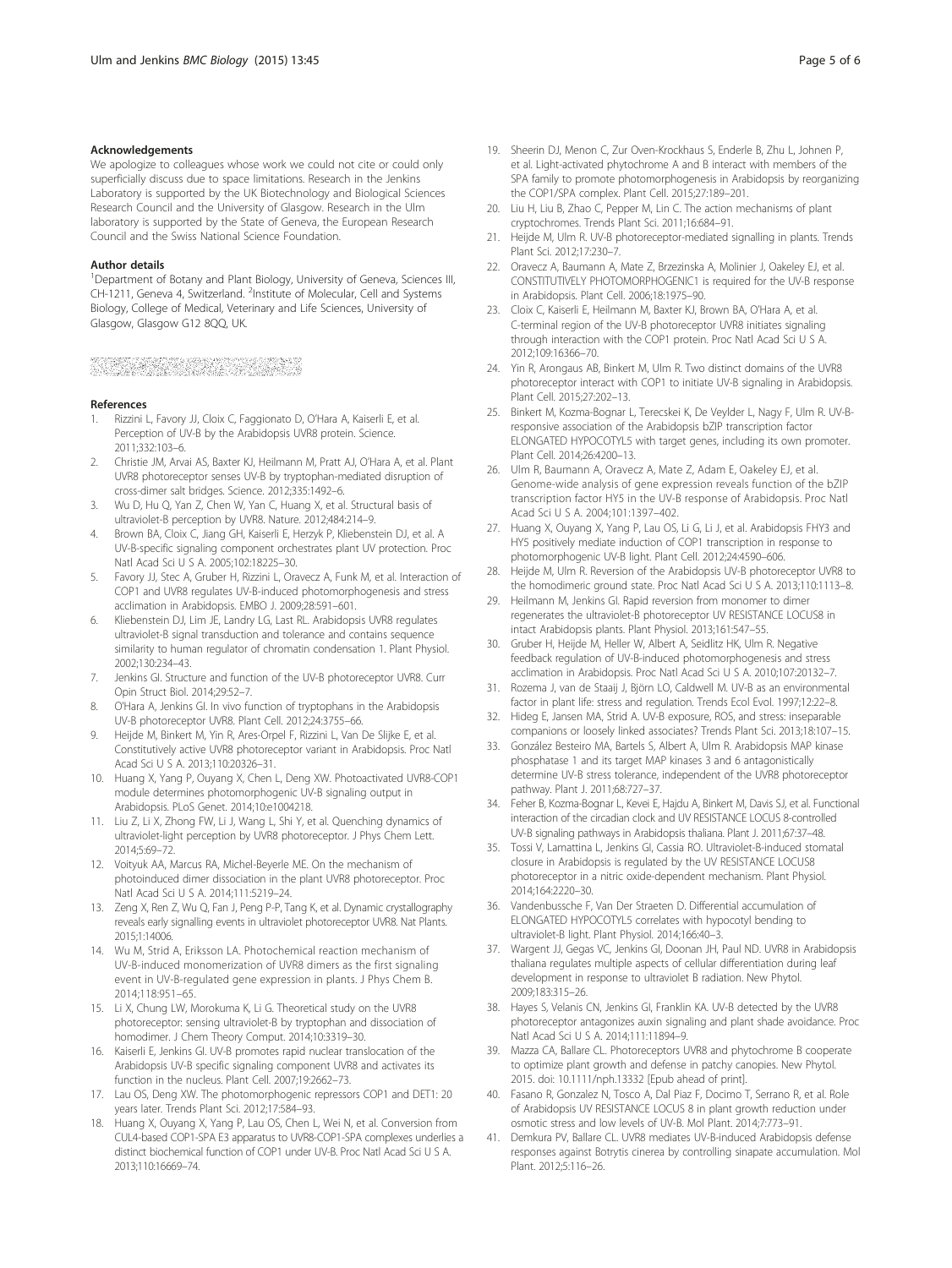### Acknowledgements

We apologize to colleagues whose work we could not cite or could only superficially discuss due to space limitations. Research in the Jenkins Laboratory is supported by the UK Biotechnology and Biological Sciences Research Council and the University of Glasgow. Research in the Ulm laboratory is supported by the State of Geneva, the European Research Council and the Swiss National Science Foundation.

### Author details

[1]Department of Botany and Plant Biology, University of Geneva, Sciences III, CH-1211, Geneva 4, Switzerland. [2]Institute of Molecular, Cell and Systems Biology, College of Medical, Veterinary and Life Sciences, University of Glasgow, Glasgow G12 8QQ, UK.

### References

1. Rizzini L, Favory JJ, Cloix C, Faggionato D, O'Hara A, Kaiserli E, et al. Perception of UV-B by the Arabidopsis UVR8 protein. Science. 2011;332:103–6.
2. Christie JM, Arvai AS, Baxter KJ, Heilmann M, Pratt AJ, O'Hara A, et al. Plant UVR8 photoreceptor senses UV-B by tryptophan-mediated disruption of cross-dimer salt bridges. Science. 2012;335:1492–6.
3. Wu D, Hu Q, Yan Z, Chen W, Yan C, Huang X, et al. Structural basis of ultraviolet-B perception by UVR8. Nature. 2012;484:214–9.
4. Brown BA, Cloix C, Jiang GH, Kaiserli E, Herzyk P, Kliebenstein DJ, et al. A UV-B-specific signaling component orchestrates plant UV protection. Proc Natl Acad Sci U S A. 2005;102:18225–30.
5. Favory JJ, Stec A, Gruber H, Rizzini L, Oravecz A, Funk M, et al. Interaction of COP1 and UVR8 regulates UV-B-induced photomorphogenesis and stress acclimation in Arabidopsis. EMBO J. 2009;28:591–601.
6. Kliebenstein DJ, Lim JE, Landry LG, Last RL. Arabidopsis UVR8 regulates ultraviolet-B signal transduction and tolerance and contains sequence similarity to human regulator of chromatin condensation 1. Plant Physiol. 2002;130:234–43.
7. Jenkins GI. Structure and function of the UV-B photoreceptor UVR8. Curr Opin Struct Biol. 2014;29:52–7.
8. O'Hara A, Jenkins GI. In vivo function of tryptophans in the Arabidopsis UV-B photoreceptor UVR8. Plant Cell. 2012;24:3755–66.
9. Heijde M, Binkert M, Yin R, Ares-Orpel F, Rizzini L, Van De Slijke E, et al. Constitutively active UVR8 photoreceptor variant in Arabidopsis. Proc Natl Acad Sci U S A. 2013;110:20326–31.
10. Huang X, Yang P, Ouyang X, Chen L, Deng XW. Photoactivated UVR8-COP1 module determines photomorphogenic UV-B signaling output in Arabidopsis. PLoS Genet. 2014;10:e1004218.
11. Liu Z, Li X, Zhong FW, Li J, Wang L, Shi Y, et al. Quenching dynamics of ultraviolet-light perception by UVR8 photoreceptor. J Phys Chem Lett. 2014;5:69–72.
12. Voityuk AA, Marcus RA, Michel-Beyerle ME. On the mechanism of photoinduced dimer dissociation in the plant UVR8 photoreceptor. Proc Natl Acad Sci U S A. 2014;111:5219–24.
13. Zeng X, Ren Z, Wu Q, Fan J, Peng P-P, Tang K, et al. Dynamic crystallography reveals early signalling events in ultraviolet photoreceptor UVR8. Nat Plants. 2015;1:14006.
14. Wu M, Strid A, Eriksson LA. Photochemical reaction mechanism of UV-B-induced monomerization of UVR8 dimers as the first signaling event in UV-B-regulated gene expression in plants. J Phys Chem B. 2014;118:951–65.
15. Li X, Chung LW, Morokuma K, Li G. Theoretical study on the UVR8 photoreceptor: sensing ultraviolet-B by tryptophan and dissociation of homodimer. J Chem Theory Comput. 2014;10:3319–30.
16. Kaiserli E, Jenkins GI. UV-B promotes rapid nuclear translocation of the Arabidopsis UV-B specific signaling component UVR8 and activates its function in the nucleus. Plant Cell. 2007;19:2662–73.
17. Lau OS, Deng XW. The photomorphogenic repressors COP1 and DET1: 20 years later. Trends Plant Sci. 2012;17:584–93.
18. Huang X, Ouyang X, Yang P, Lau OS, Chen L, Wei N, et al. Conversion from CUL4-based COP1-SPA E3 apparatus to UVR8-COP1-SPA complexes underlies a distinct biochemical function of COP1 under UV-B. Proc Natl Acad Sci U S A. 2013;110:16669–74.
19. Sheerin DJ, Menon C, Zur Oven-Krockhaus S, Enderle B, Zhu L, Johnen P, et al. Light-activated phytochrome A and B interact with members of the SPA family to promote photomorphogenesis in Arabidopsis by reorganizing the COP1/SPA complex. Plant Cell. 2015;27:189–201.
20. Liu H, Liu B, Zhao C, Pepper M, Lin C. The action mechanisms of plant cryptochromes. Trends Plant Sci. 2011;16:684–91.
21. Heijde M, Ulm R. UV-B photoreceptor-mediated signalling in plants. Trends Plant Sci. 2012;17:230–7.
22. Oravecz A, Baumann A, Mate Z, Brzezinska A, Molinier J, Oakeley EJ, et al. CONSTITUTIVELY PHOTOMORPHOGENIC1 is required for the UV-B response in Arabidopsis. Plant Cell. 2006;18:1975–90.
23. Cloix C, Kaiserli E, Heilmann M, Baxter KJ, Brown BA, O'Hara A, et al. C-terminal region of the UV-B photoreceptor UVR8 initiates signaling through interaction with the COP1 protein. Proc Natl Acad Sci U S A. 2012;109:16366–70.
24. Yin R, Arongaus AB, Binkert M, Ulm R. Two distinct domains of the UVR8 photoreceptor interact with COP1 to initiate UV-B signaling in Arabidopsis. Plant Cell. 2015;27:202–13.
25. Binkert M, Kozma-Bognar L, Terecskei K, De Veylder L, Nagy F, Ulm R. UV-B-responsive association of the Arabidopsis bZIP transcription factor ELONGATED HYPOCOTYL5 with target genes, including its own promoter. Plant Cell. 2014;26:4200–13.
26. Ulm R, Baumann A, Oravecz A, Mate Z, Adam E, Oakeley EJ, et al. Genome-wide analysis of gene expression reveals function of the bZIP transcription factor HY5 in the UV-B response of Arabidopsis. Proc Natl Acad Sci U S A. 2004;101:1397–402.
27. Huang X, Ouyang X, Yang P, Lau OS, Li G, Li J, et al. Arabidopsis FHY3 and HY5 positively mediate induction of COP1 transcription in response to photomorphogenic UV-B light. Plant Cell. 2012;24:4590–606.
28. Heijde M, Ulm R. Reversion of the Arabidopsis UV-B photoreceptor UVR8 to the homodimeric ground state. Proc Natl Acad Sci U S A. 2013;110:1113–8.
29. Heilmann M, Jenkins GI. Rapid reversion from monomer to dimer regenerates the ultraviolet-B photoreceptor UV RESISTANCE LOCUS8 in intact Arabidopsis plants. Plant Physiol. 2013;161:547–55.
30. Gruber H, Heijde M, Heller W, Albert A, Seidlitz HK, Ulm R. Negative feedback regulation of UV-B-induced photomorphogenesis and stress acclimation in Arabidopsis. Proc Natl Acad Sci U S A. 2010;107:20132–7.
31. Rozema J, van de Staaij J, Björn LO, Caldwell M. UV-B as an environmental factor in plant life: stress and regulation. Trends Ecol Evol. 1997;12:22–8.
32. Hideg E, Jansen MA, Strid A. UV-B exposure, ROS, and stress: inseparable companions or loosely linked associates? Trends Plant Sci. 2013;18:107–15.
33. González Besteiro MA, Bartels S, Albert A, Ulm R. Arabidopsis MAP kinase phosphatase 1 and its target MAP kinases 3 and 6 antagonistically determine UV-B stress tolerance, independent of the UVR8 photoreceptor pathway. Plant J. 2011;68:727–37.
34. Feher B, Kozma-Bognar L, Kevei E, Hajdu A, Binkert M, Davis SJ, et al. Functional interaction of the circadian clock and UV RESISTANCE LOCUS 8-controlled UV-B signaling pathways in Arabidopsis thaliana. Plant J. 2011;67:37–48.
35. Tossi V, Lamattina L, Jenkins GI, Cassia RO. Ultraviolet-B-induced stomatal closure in Arabidopsis is regulated by the UV RESISTANCE LOCUS8 photoreceptor in a nitric oxide-dependent mechanism. Plant Physiol. 2014;164:2220–30.
36. Vandenbussche F, Van Der Straeten D. Differential accumulation of ELONGATED HYPOCOTYL5 correlates with hypocotyl bending to ultraviolet-B light. Plant Physiol. 2014;166:40–3.
37. Wargent JJ, Gegas VC, Jenkins GI, Doonan JH, Paul ND. UVR8 in Arabidopsis thaliana regulates multiple aspects of cellular differentiation during leaf development in response to ultraviolet B radiation. New Phytol. 2009;183:315–26.
38. Hayes S, Velanis CN, Jenkins GI, Franklin KA. UV-B detected by the UVR8 photoreceptor antagonizes auxin signaling and plant shade avoidance. Proc Natl Acad Sci U S A. 2014;111:11894–9.
39. Mazza CA, Ballare CL. Photoreceptors UVR8 and phytochrome B cooperate to optimize plant growth and defense in patchy canopies. New Phytol. 2015. doi: 10.1111/nph.13332 [Epub ahead of print].
40. Fasano R, Gonzalez N, Tosco A, Dal Piaz F, Docimo T, Serrano R, et al. Role of Arabidopsis UV RESISTANCE LOCUS 8 in plant growth reduction under osmotic stress and low levels of UV-B. Mol Plant. 2014;7:773–91.
41. Demkura PV, Ballare CL. UVR8 mediates UV-B-induced Arabidopsis defense responses against Botrytis cinerea by controlling sinapate accumulation. Mol Plant. 2012;5:116–26.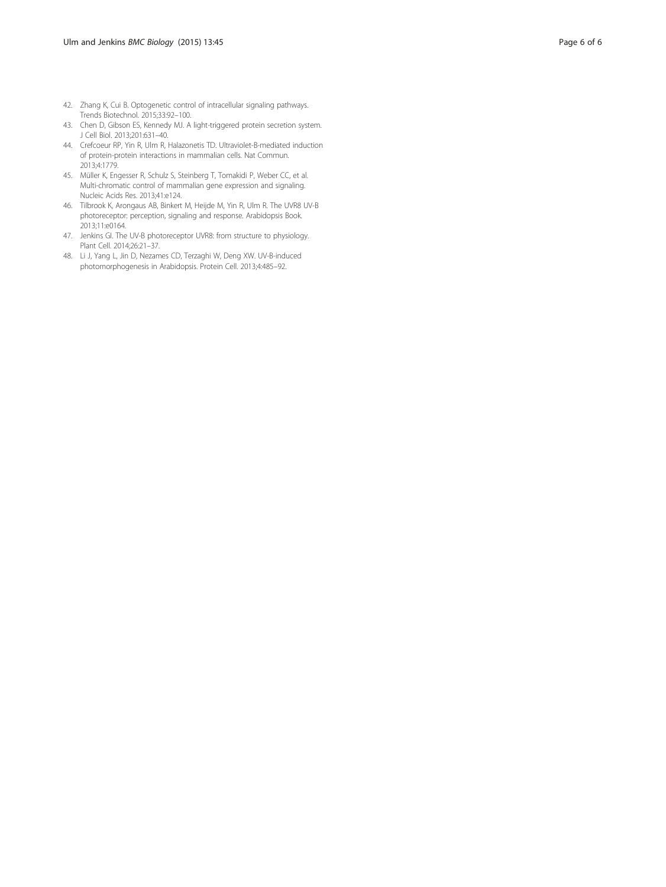42. Zhang K, Cui B. Optogenetic control of intracellular signaling pathways. Trends Biotechnol. 2015;33:92–100.
43. Chen D, Gibson ES, Kennedy MJ. A light-triggered protein secretion system. J Cell Biol. 2013;201:631–40.
44. Crefcoeur RP, Yin R, Ulm R, Halazonetis TD. Ultraviolet-B-mediated induction of protein-protein interactions in mammalian cells. Nat Commun. 2013;4:1779.
45. Müller K, Engesser R, Schulz S, Steinberg T, Tomakidi P, Weber CC, et al. Multi-chromatic control of mammalian gene expression and signaling. Nucleic Acids Res. 2013;41:e124.
46. Tilbrook K, Arongaus AB, Binkert M, Heijde M, Yin R, Ulm R. The UVR8 UV-B photoreceptor: perception, signaling and response. Arabidopsis Book. 2013;11:e0164.
47. Jenkins GI. The UV-B photoreceptor UVR8: from structure to physiology. Plant Cell. 2014;26:21–37.
48. Li J, Yang L, Jin D, Nezames CD, Terzaghi W, Deng XW. UV-B-induced photomorphogenesis in Arabidopsis. Protein Cell. 2013;4:485–92.